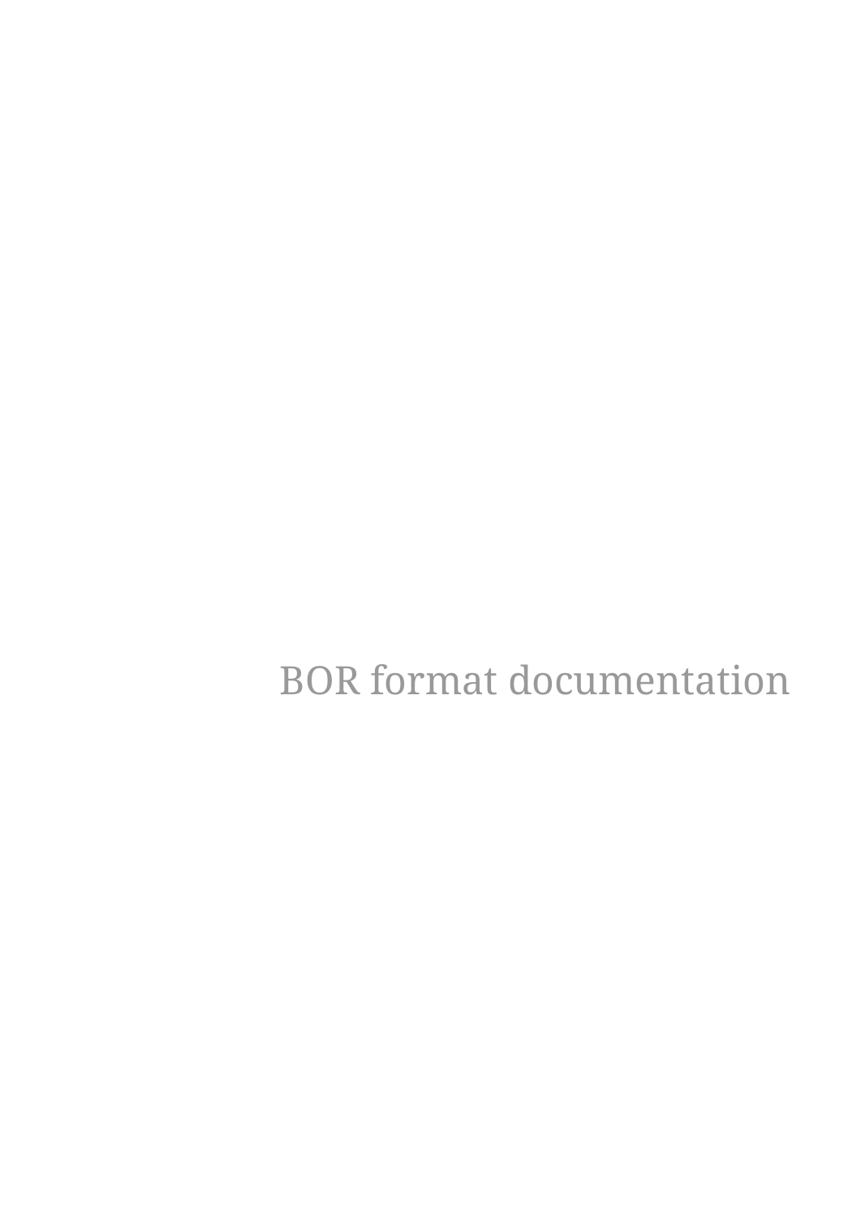# BOR format documentation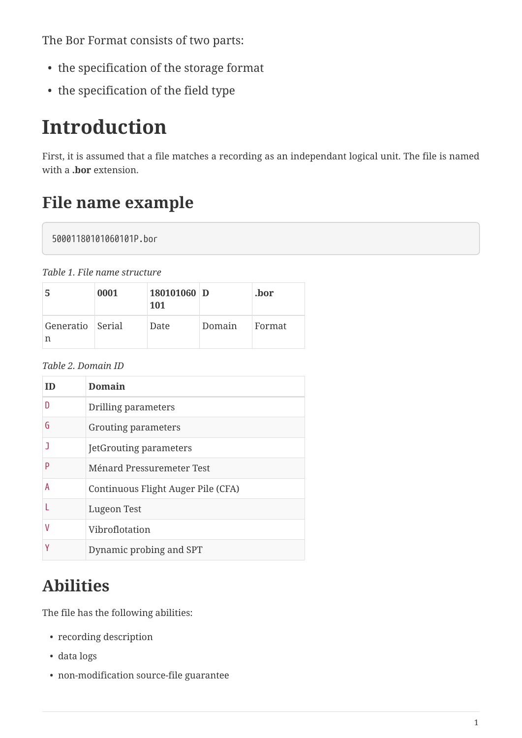The Bor Format consists of two parts:

- the specification of the storage format
- the specification of the field type

# Introduction

First, it is assumed that a file matches a recording as an independant logical unit. The file is named with a **.bor** extension.

## File name example

```
50001180101060101P.bor
```

*Table 1. File name structure*

| 5 | 0001 | 180101060101 | D | .bor |
|---|---|---|---|---|
| Generation | Serial | Date | Domain | Format |

*Table 2. Domain ID*

| ID | Domain |
|---|---|
| D | Drilling parameters |
| G | Grouting parameters |
| J | JetGrouting parameters |
| P | Ménard Pressuremeter Test |
| A | Continuous Flight Auger Pile (CFA) |
| L | Lugeon Test |
| V | Vibroflotation |
| Y | Dynamic probing and SPT |

## Abilities

The file has the following abilities:

- recording description
- data logs
- non-modification source-file guarantee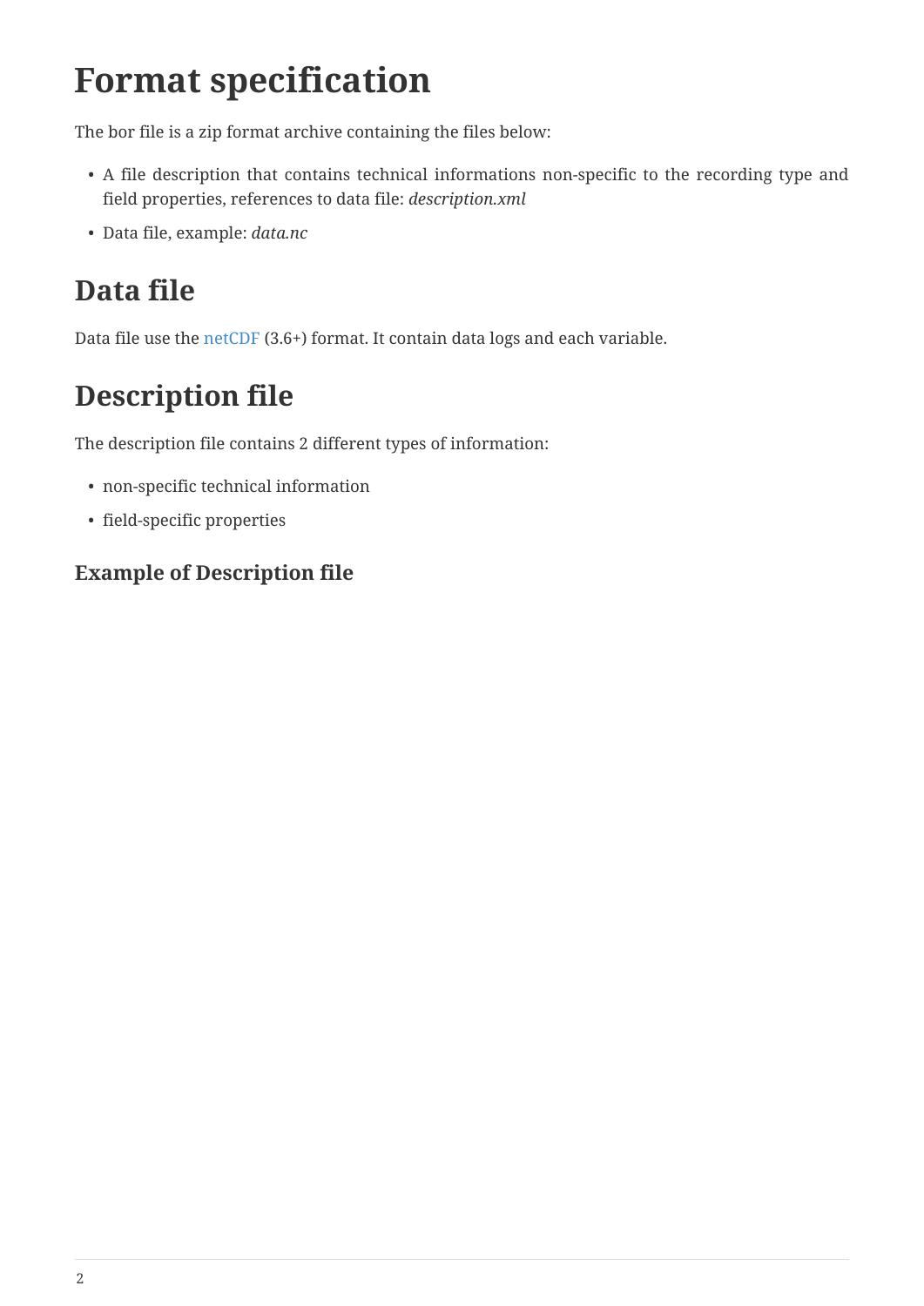# Format specification

The bor file is a zip format archive containing the files below:

- A file description that contains technical informations non-specific to the recording type and field properties, references to data file: *description.xml*
- Data file, example: *data.nc*

## Data file

Data file use the netCDF (3.6+) format. It contain data logs and each variable.

## Description file

The description file contains 2 different types of information:

- non-specific technical information
- field-specific properties

### Example of Description file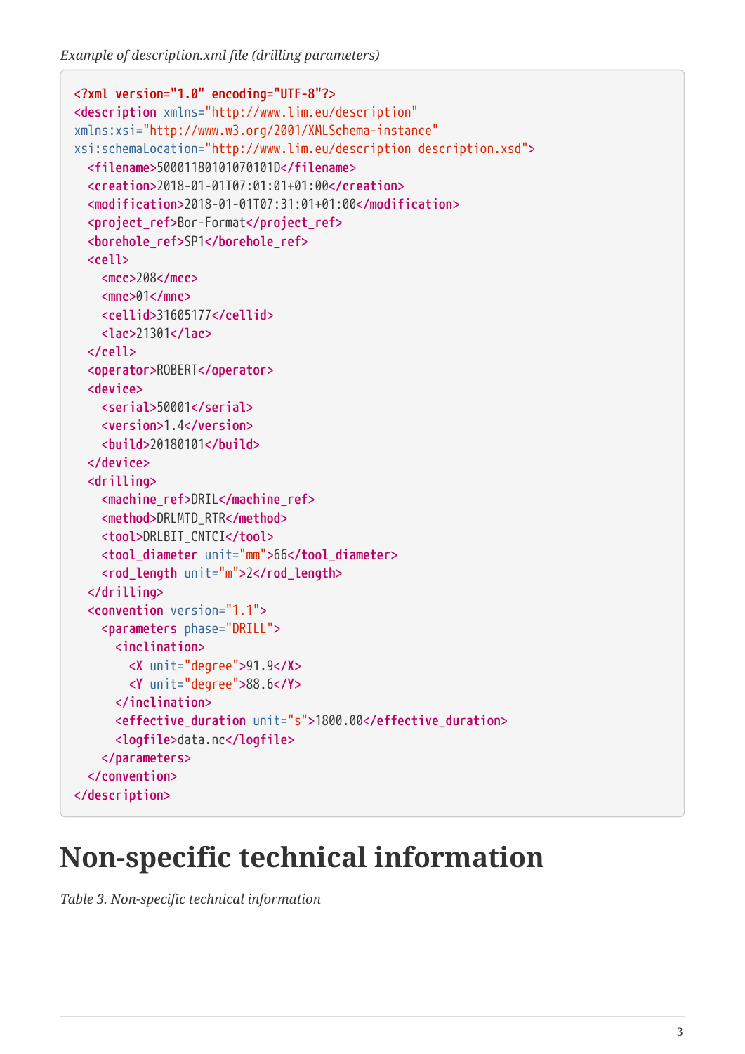*Example of description.xml file (drilling parameters)*

```xml
<?xml version="1.0" encoding="UTF-8"?>
<description xmlns="http://www.lim.eu/description"
xmlns:xsi="http://www.w3.org/2001/XMLSchema-instance"
xsi:schemaLocation="http://www.lim.eu/description description.xsd">
  <filename>50001180101070101D</filename>
  <creation>2018-01-01T07:01:01+01:00</creation>
  <modification>2018-01-01T07:31:01+01:00</modification>
  <project_ref>Bor-Format</project_ref>
  <borehole_ref>SP1</borehole_ref>
  <cell>
    <mcc>208</mcc>
    <mnc>01</mnc>
    <cellid>31605177</cellid>
    <lac>21301</lac>
  </cell>
  <operator>ROBERT</operator>
  <device>
    <serial>50001</serial>
    <version>1.4</version>
    <build>20180101</build>
  </device>
  <drilling>
    <machine_ref>DRIL</machine_ref>
    <method>DRLMTD_RTR</method>
    <tool>DRLBIT_CNTCI</tool>
    <tool_diameter unit="mm">66</tool_diameter>
    <rod_length unit="m">2</rod_length>
  </drilling>
  <convention version="1.1">
    <parameters phase="DRILL">
      <inclination>
        <X unit="degree">91.9</X>
        <Y unit="degree">88.6</Y>
      </inclination>
      <effective_duration unit="s">1800.00</effective_duration>
      <logfile>data.nc</logfile>
    </parameters>
  </convention>
</description>
```

# Non-specific technical information

*Table 3. Non-specific technical information*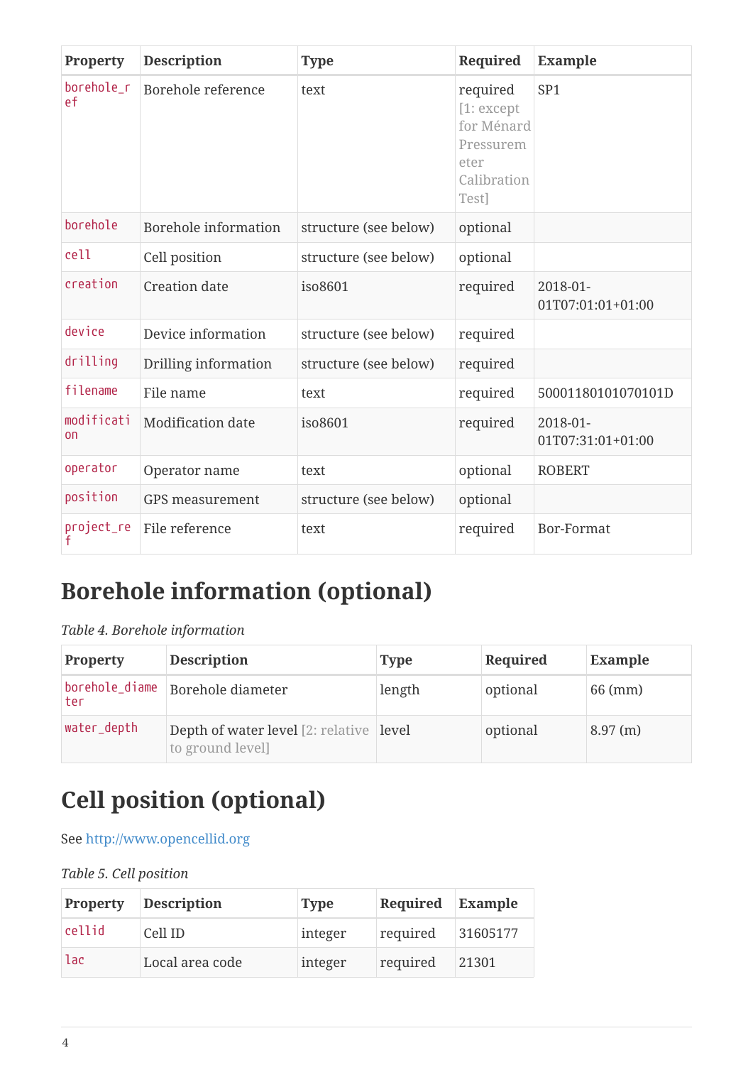| Property | Description | Type | Required | Example |
| --- | --- | --- | --- | --- |
| `borehole_ref` | Borehole reference | text | required [1: except for Ménard Pressuremeter Calibration Test] | SP1 |
| `borehole` | Borehole information | structure (see below) | optional | |
| `cell` | Cell position | structure (see below) | optional | |
| `creation` | Creation date | iso8601 | required | 2018-01-01T07:01:01+01:00 |
| `device` | Device information | structure (see below) | required | |
| `drilling` | Drilling information | structure (see below) | required | |
| `filename` | File name | text | required | 50001180101070101D |
| `modification` | Modification date | iso8601 | required | 2018-01-01T07:31:01+01:00 |
| `operator` | Operator name | text | optional | ROBERT |
| `position` | GPS measurement | structure (see below) | optional | |
| `project_ref` | File reference | text | required | Bor-Format |

## Borehole information (optional)

*Table 4. Borehole information*

| Property | Description | Type | Required | Example |
| --- | --- | --- | --- | --- |
| `borehole_diameter` | Borehole diameter | length | optional | 66 (mm) |
| `water_depth` | Depth of water level [2: relative to ground level] | level | optional | 8.97 (m) |

## Cell position (optional)

See http://www.opencellid.org

*Table 5. Cell position*

| Property | Description | Type | Required | Example |
| --- | --- | --- | --- | --- |
| `cellid` | Cell ID | integer | required | 31605177 |
| `lac` | Local area code | integer | required | 21301 |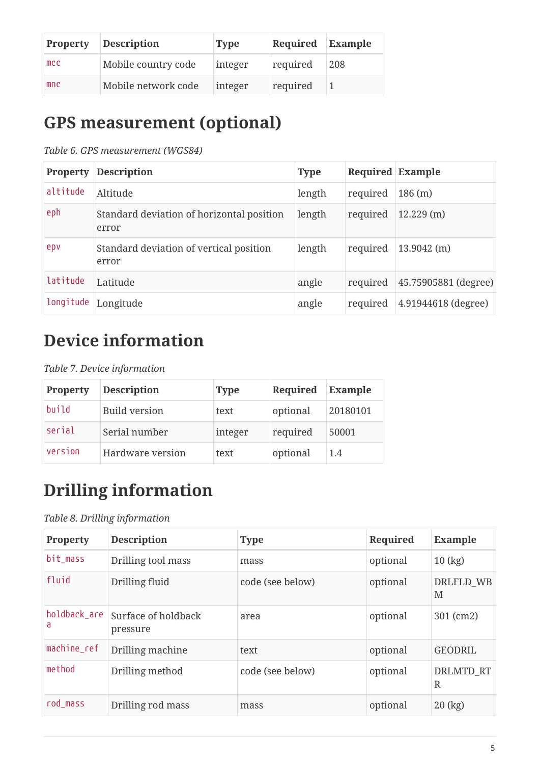| Property | Description | Type | Required | Example |
| --- | --- | --- | --- | --- |
| `mcc` | Mobile country code | integer | required | 208 |
| `mnc` | Mobile network code | integer | required | 1 |

## GPS measurement (optional)

*Table 6. GPS measurement (WGS84)*

| Property | Description | Type | Required | Example |
| --- | --- | --- | --- | --- |
| `altitude` | Altitude | length | required | 186 (m) |
| `eph` | Standard deviation of horizontal position error | length | required | 12.229 (m) |
| `epv` | Standard deviation of vertical position error | length | required | 13.9042 (m) |
| `latitude` | Latitude | angle | required | 45.75905881 (degree) |
| `longitude` | Longitude | angle | required | 4.91944618 (degree) |

## Device information

*Table 7. Device information*

| Property | Description | Type | Required | Example |
| --- | --- | --- | --- | --- |
| `build` | Build version | text | optional | 20180101 |
| `serial` | Serial number | integer | required | 50001 |
| `version` | Hardware version | text | optional | 1.4 |

## Drilling information

*Table 8. Drilling information*

| Property | Description | Type | Required | Example |
| --- | --- | --- | --- | --- |
| `bit_mass` | Drilling tool mass | mass | optional | 10 (kg) |
| `fluid` | Drilling fluid | code (see below) | optional | DRLFLD_WBM |
| `holdback_area` | Surface of holdback pressure | area | optional | 301 (cm2) |
| `machine_ref` | Drilling machine | text | optional | GEODRIL |
| `method` | Drilling method | code (see below) | optional | DRLMTD_RTR |
| `rod_mass` | Drilling rod mass | mass | optional | 20 (kg) |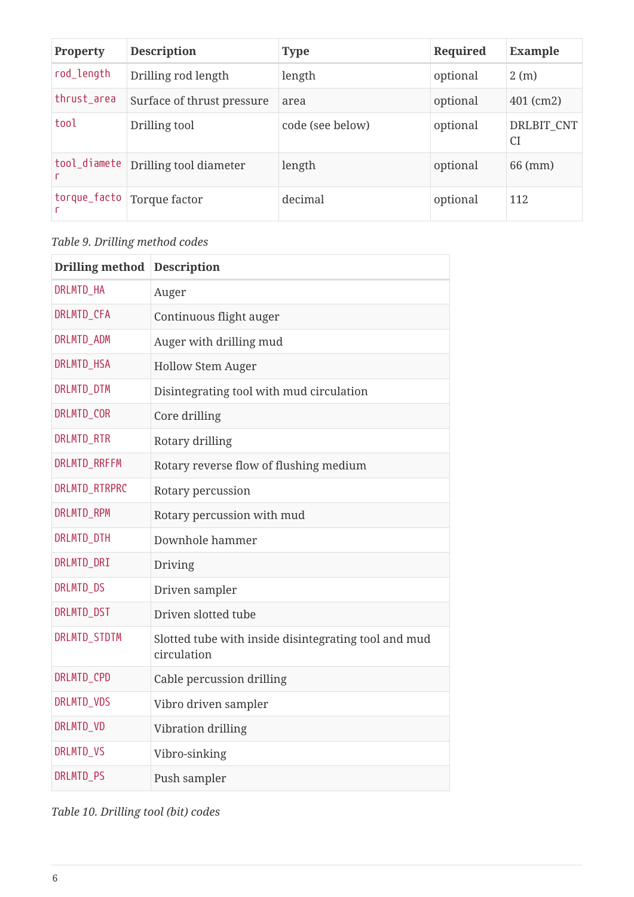| Property | Description | Type | Required | Example |
| --- | --- | --- | --- | --- |
| `rod_length` | Drilling rod length | length | optional | 2 (m) |
| `thrust_area` | Surface of thrust pressure | area | optional | 401 (cm2) |
| `tool` | Drilling tool | code (see below) | optional | DRLBIT_CNTCI |
| `tool_diameter` | Drilling tool diameter | length | optional | 66 (mm) |
| `torque_factor` | Torque factor | decimal | optional | 112 |

*Table 9. Drilling method codes*

| Drilling method | Description |
| --- | --- |
| `DRLMTD_HA` | Auger |
| `DRLMTD_CFA` | Continuous flight auger |
| `DRLMTD_ADM` | Auger with drilling mud |
| `DRLMTD_HSA` | Hollow Stem Auger |
| `DRLMTD_DTM` | Disintegrating tool with mud circulation |
| `DRLMTD_COR` | Core drilling |
| `DRLMTD_RTR` | Rotary drilling |
| `DRLMTD_RRFFM` | Rotary reverse flow of flushing medium |
| `DRLMTD_RTRPRC` | Rotary percussion |
| `DRLMTD_RPM` | Rotary percussion with mud |
| `DRLMTD_DTH` | Downhole hammer |
| `DRLMTD_DRI` | Driving |
| `DRLMTD_DS` | Driven sampler |
| `DRLMTD_DST` | Driven slotted tube |
| `DRLMTD_STDTM` | Slotted tube with inside disintegrating tool and mud circulation |
| `DRLMTD_CPD` | Cable percussion drilling |
| `DRLMTD_VDS` | Vibro driven sampler |
| `DRLMTD_VD` | Vibration drilling |
| `DRLMTD_VS` | Vibro-sinking |
| `DRLMTD_PS` | Push sampler |

*Table 10. Drilling tool (bit) codes*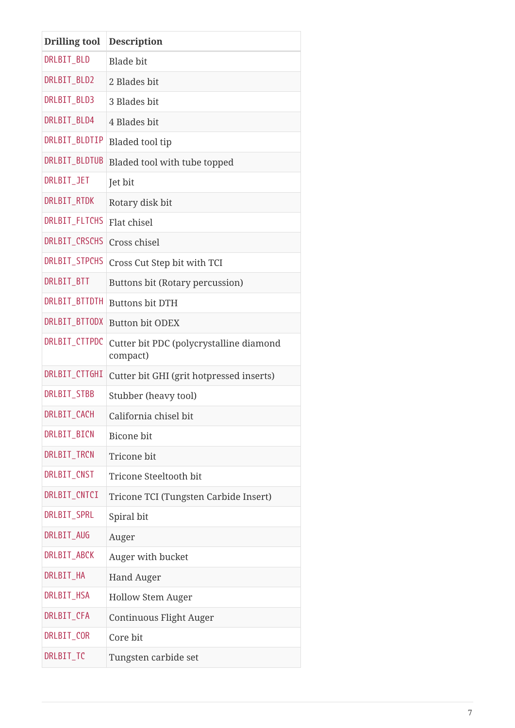| Drilling tool | Description |
| --- | --- |
| `DRLBIT_BLD` | Blade bit |
| `DRLBIT_BLD2` | 2 Blades bit |
| `DRLBIT_BLD3` | 3 Blades bit |
| `DRLBIT_BLD4` | 4 Blades bit |
| `DRLBIT_BLDTIP` | Bladed tool tip |
| `DRLBIT_BLDTUB` | Bladed tool with tube topped |
| `DRLBIT_JET` | Jet bit |
| `DRLBIT_RTDK` | Rotary disk bit |
| `DRLBIT_FLTCHS` | Flat chisel |
| `DRLBIT_CRSCHS` | Cross chisel |
| `DRLBIT_STPCHS` | Cross Cut Step bit with TCI |
| `DRLBIT_BTT` | Buttons bit (Rotary percussion) |
| `DRLBIT_BTTDTH` | Buttons bit DTH |
| `DRLBIT_BTTODX` | Button bit ODEX |
| `DRLBIT_CTTPDC` | Cutter bit PDC (polycrystalline diamond compact) |
| `DRLBIT_CTTGHI` | Cutter bit GHI (grit hotpressed inserts) |
| `DRLBIT_STBB` | Stubber (heavy tool) |
| `DRLBIT_CACH` | California chisel bit |
| `DRLBIT_BICN` | Bicone bit |
| `DRLBIT_TRCN` | Tricone bit |
| `DRLBIT_CNST` | Tricone Steeltooth bit |
| `DRLBIT_CNTCI` | Tricone TCI (Tungsten Carbide Insert) |
| `DRLBIT_SPRL` | Spiral bit |
| `DRLBIT_AUG` | Auger |
| `DRLBIT_ABCK` | Auger with bucket |
| `DRLBIT_HA` | Hand Auger |
| `DRLBIT_HSA` | Hollow Stem Auger |
| `DRLBIT_CFA` | Continuous Flight Auger |
| `DRLBIT_COR` | Core bit |
| `DRLBIT_TC` | Tungsten carbide set |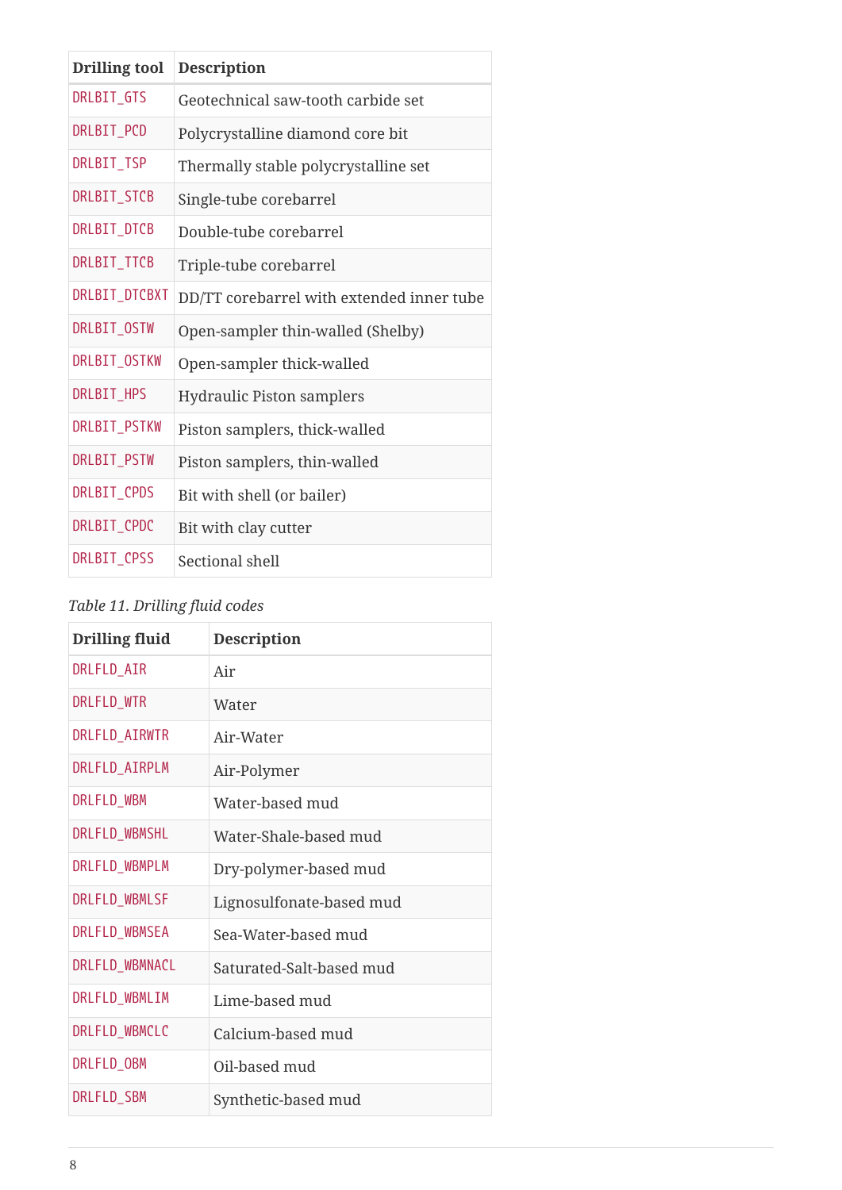| Drilling tool | Description |
| --- | --- |
| `DRLBIT_GTS` | Geotechnical saw-tooth carbide set |
| `DRLBIT_PCD` | Polycrystalline diamond core bit |
| `DRLBIT_TSP` | Thermally stable polycrystalline set |
| `DRLBIT_STCB` | Single-tube corebarrel |
| `DRLBIT_DTCB` | Double-tube corebarrel |
| `DRLBIT_TTCB` | Triple-tube corebarrel |
| `DRLBIT_DTCBXT` | DD/TT corebarrel with extended inner tube |
| `DRLBIT_OSTW` | Open-sampler thin-walled (Shelby) |
| `DRLBIT_OSTKW` | Open-sampler thick-walled |
| `DRLBIT_HPS` | Hydraulic Piston samplers |
| `DRLBIT_PSTKW` | Piston samplers, thick-walled |
| `DRLBIT_PSTW` | Piston samplers, thin-walled |
| `DRLBIT_CPDS` | Bit with shell (or bailer) |
| `DRLBIT_CPDC` | Bit with clay cutter |
| `DRLBIT_CPSS` | Sectional shell |

*Table 11. Drilling fluid codes*

| Drilling fluid | Description |
| --- | --- |
| `DRLFLD_AIR` | Air |
| `DRLFLD_WTR` | Water |
| `DRLFLD_AIRWTR` | Air-Water |
| `DRLFLD_AIRPLM` | Air-Polymer |
| `DRLFLD_WBM` | Water-based mud |
| `DRLFLD_WBMSHL` | Water-Shale-based mud |
| `DRLFLD_WBMPLM` | Dry-polymer-based mud |
| `DRLFLD_WBMLSF` | Lignosulfonate-based mud |
| `DRLFLD_WBMSEA` | Sea-Water-based mud |
| `DRLFLD_WBMNACL` | Saturated-Salt-based mud |
| `DRLFLD_WBMLIM` | Lime-based mud |
| `DRLFLD_WBMCLC` | Calcium-based mud |
| `DRLFLD_OBM` | Oil-based mud |
| `DRLFLD_SBM` | Synthetic-based mud |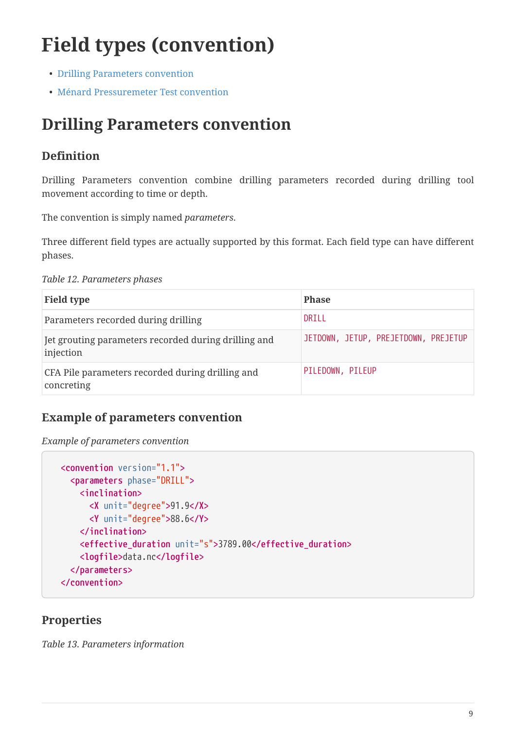# Field types (convention)

- Drilling Parameters convention
- Ménard Pressuremeter Test convention

## Drilling Parameters convention

### Definition

Drilling Parameters convention combine drilling parameters recorded during drilling tool movement according to time or depth.

The convention is simply named *parameters*.

Three different field types are actually supported by this format. Each field type can have different phases.

*Table 12. Parameters phases*

| Field type | Phase |
| --- | --- |
| Parameters recorded during drilling | `DRILL` |
| Jet grouting parameters recorded during drilling and injection | `JETDOWN, JETUP, PREJETDOWN, PREJETUP` |
| CFA Pile parameters recorded during drilling and concreting | `PILEDOWN, PILEUP` |

### Example of parameters convention

*Example of parameters convention*

```
<convention version="1.1">
  <parameters phase="DRILL">
    <inclination>
      <X unit="degree">91.9</X>
      <Y unit="degree">88.6</Y>
    </inclination>
    <effective_duration unit="s">3789.00</effective_duration>
    <logfile>data.nc</logfile>
  </parameters>
</convention>
```

### Properties

*Table 13. Parameters information*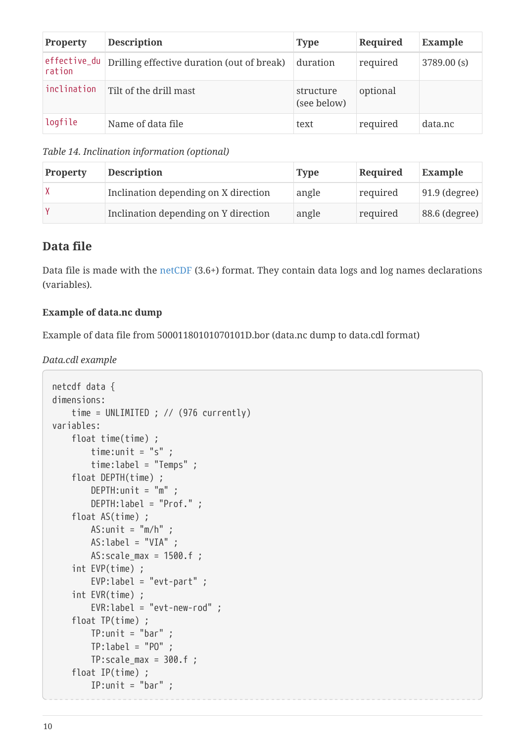| Property | Description | Type | Required | Example |
| --- | --- | --- | --- | --- |
| `effective_duration` | Drilling effective duration (out of break) | duration | required | 3789.00 (s) |
| `inclination` | Tilt of the drill mast | structure (see below) | optional | |
| `logfile` | Name of data file | text | required | data.nc |

*Table 14. Inclination information (optional)*

| Property | Description | Type | Required | Example |
| --- | --- | --- | --- | --- |
| `X` | Inclination depending on X direction | angle | required | 91.9 (degree) |
| `Y` | Inclination depending on Y direction | angle | required | 88.6 (degree) |

## Data file

Data file is made with the netCDF (3.6+) format. They contain data logs and log names declarations (variables).

### Example of data.nc dump

Example of data file from 50001180101070101D.bor (data.nc dump to data.cdl format)

*Data.cdl example*

```
netcdf data {
dimensions:
    time = UNLIMITED ; // (976 currently)
variables:
    float time(time) ;
        time:unit = "s" ;
        time:label = "Temps" ;
    float DEPTH(time) ;
        DEPTH:unit = "m" ;
        DEPTH:label = "Prof." ;
    float AS(time) ;
        AS:unit = "m/h" ;
        AS:label = "VIA" ;
        AS:scale_max = 1500.f ;
    int EVP(time) ;
        EVP:label = "evt-part" ;
    int EVR(time) ;
        EVR:label = "evt-new-rod" ;
    float TP(time) ;
        TP:unit = "bar" ;
        TP:label = "PO" ;
        TP:scale_max = 300.f ;
    float IP(time) ;
        IP:unit = "bar" ;
```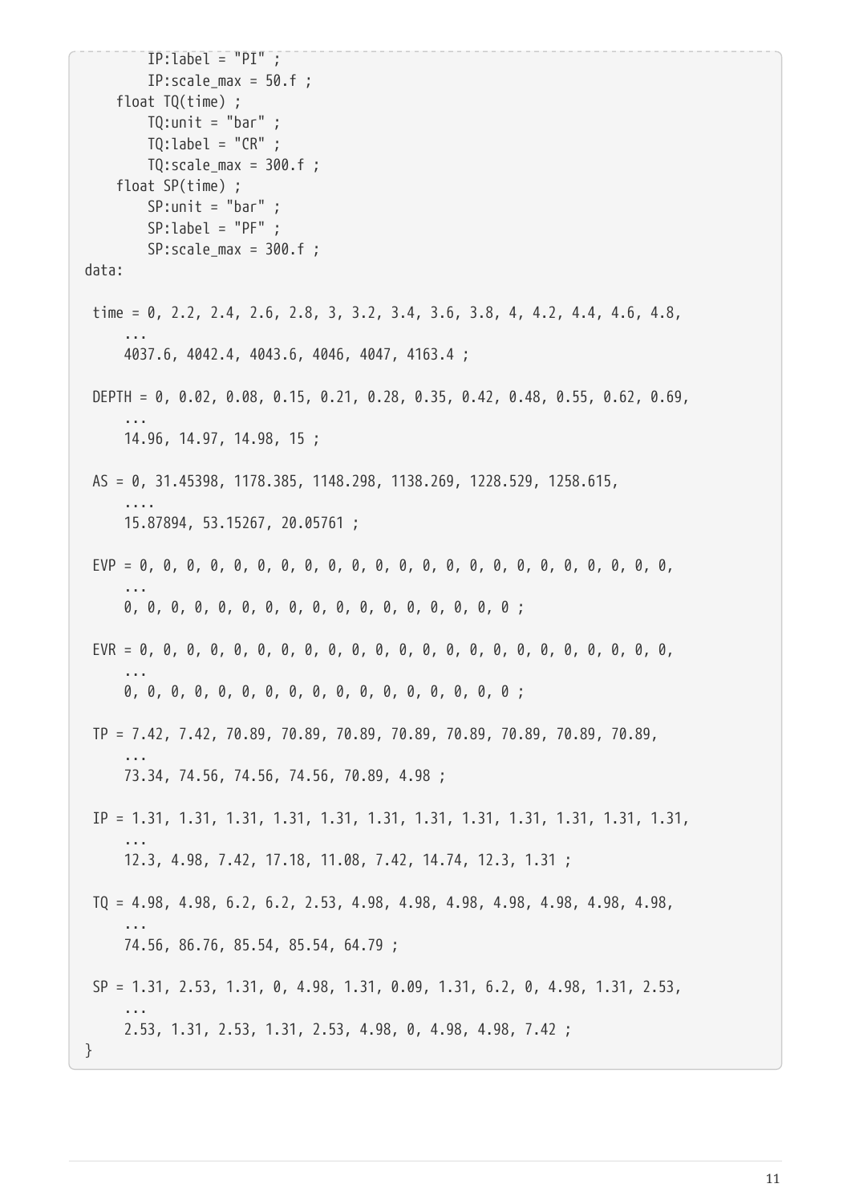```
        IP:label = "PI" ;
        IP:scale_max = 50.f ;
    float TQ(time) ;
        TQ:unit = "bar" ;
        TQ:label = "CR" ;
        TQ:scale_max = 300.f ;
    float SP(time) ;
        SP:unit = "bar" ;
        SP:label = "PF" ;
        SP:scale_max = 300.f ;
data:

 time = 0, 2.2, 2.4, 2.6, 2.8, 3, 3.2, 3.4, 3.6, 3.8, 4, 4.2, 4.4, 4.6, 4.8,
     ...
     4037.6, 4042.4, 4043.6, 4046, 4047, 4163.4 ;

 DEPTH = 0, 0.02, 0.08, 0.15, 0.21, 0.28, 0.35, 0.42, 0.48, 0.55, 0.62, 0.69,
     ...
     14.96, 14.97, 14.98, 15 ;

 AS = 0, 31.45398, 1178.385, 1148.298, 1138.269, 1228.529, 1258.615,
     ....
     15.87894, 53.15267, 20.05761 ;

 EVP = 0, 0, 0, 0, 0, 0, 0, 0, 0, 0, 0, 0, 0, 0, 0, 0, 0, 0, 0, 0, 0, 0, 0,
     ...
     0, 0, 0, 0, 0, 0, 0, 0, 0, 0, 0, 0, 0, 0, 0, 0, 0 ;

 EVR = 0, 0, 0, 0, 0, 0, 0, 0, 0, 0, 0, 0, 0, 0, 0, 0, 0, 0, 0, 0, 0, 0, 0,
     ...
     0, 0, 0, 0, 0, 0, 0, 0, 0, 0, 0, 0, 0, 0, 0, 0, 0 ;

 TP = 7.42, 7.42, 70.89, 70.89, 70.89, 70.89, 70.89, 70.89, 70.89, 70.89,
     ...
     73.34, 74.56, 74.56, 74.56, 70.89, 4.98 ;

 IP = 1.31, 1.31, 1.31, 1.31, 1.31, 1.31, 1.31, 1.31, 1.31, 1.31, 1.31, 1.31,
     ...
     12.3, 4.98, 7.42, 17.18, 11.08, 7.42, 14.74, 12.3, 1.31 ;

 TQ = 4.98, 4.98, 6.2, 6.2, 2.53, 4.98, 4.98, 4.98, 4.98, 4.98, 4.98, 4.98,
     ...
     74.56, 86.76, 85.54, 85.54, 64.79 ;

 SP = 1.31, 2.53, 1.31, 0, 4.98, 1.31, 0.09, 1.31, 6.2, 0, 4.98, 1.31, 2.53,
     ...
     2.53, 1.31, 2.53, 1.31, 2.53, 4.98, 0, 4.98, 4.98, 7.42 ;
}
```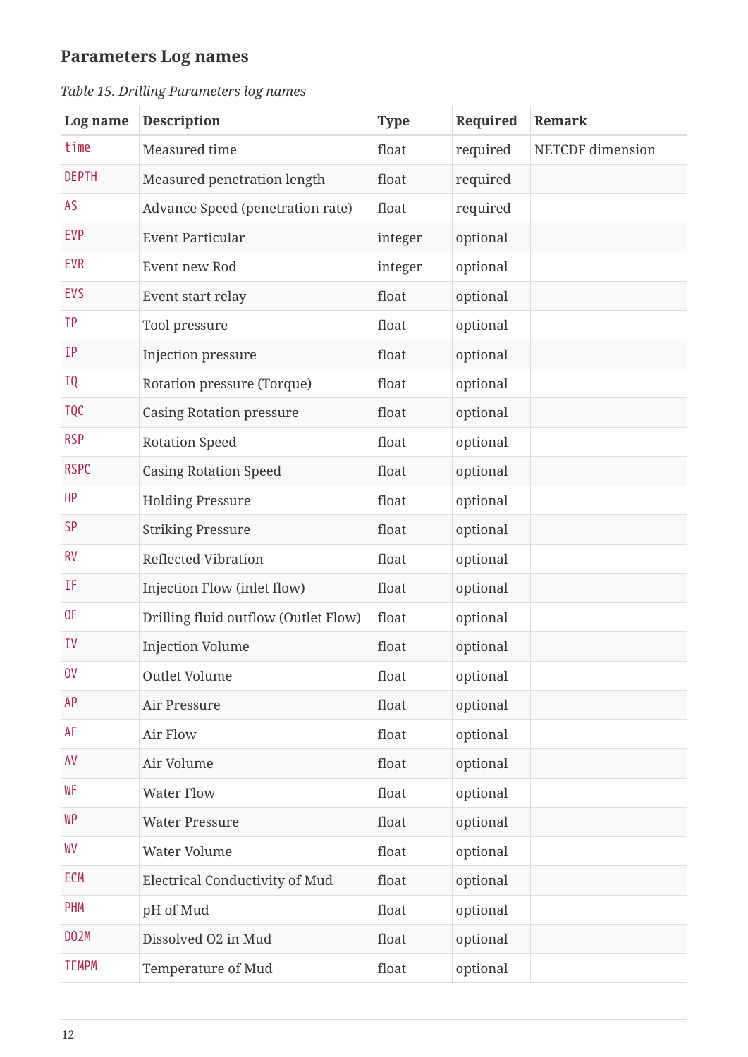### Parameters Log names

*Table 15. Drilling Parameters log names*

| Log name | Description | Type | Required | Remark |
|---|---|---|---|---|
| `time` | Measured time | float | required | NETCDF dimension |
| `DEPTH` | Measured penetration length | float | required | |
| `AS` | Advance Speed (penetration rate) | float | required | |
| `EVP` | Event Particular | integer | optional | |
| `EVR` | Event new Rod | integer | optional | |
| `EVS` | Event start relay | float | optional | |
| `TP` | Tool pressure | float | optional | |
| `IP` | Injection pressure | float | optional | |
| `TQ` | Rotation pressure (Torque) | float | optional | |
| `TQC` | Casing Rotation pressure | float | optional | |
| `RSP` | Rotation Speed | float | optional | |
| `RSPC` | Casing Rotation Speed | float | optional | |
| `HP` | Holding Pressure | float | optional | |
| `SP` | Striking Pressure | float | optional | |
| `RV` | Reflected Vibration | float | optional | |
| `IF` | Injection Flow (inlet flow) | float | optional | |
| `OF` | Drilling fluid outflow (Outlet Flow) | float | optional | |
| `IV` | Injection Volume | float | optional | |
| `OV` | Outlet Volume | float | optional | |
| `AP` | Air Pressure | float | optional | |
| `AF` | Air Flow | float | optional | |
| `AV` | Air Volume | float | optional | |
| `WF` | Water Flow | float | optional | |
| `WP` | Water Pressure | float | optional | |
| `WV` | Water Volume | float | optional | |
| `ECM` | Electrical Conductivity of Mud | float | optional | |
| `PHM` | pH of Mud | float | optional | |
| `DO2M` | Dissolved O2 in Mud | float | optional | |
| `TEMPM` | Temperature of Mud | float | optional | |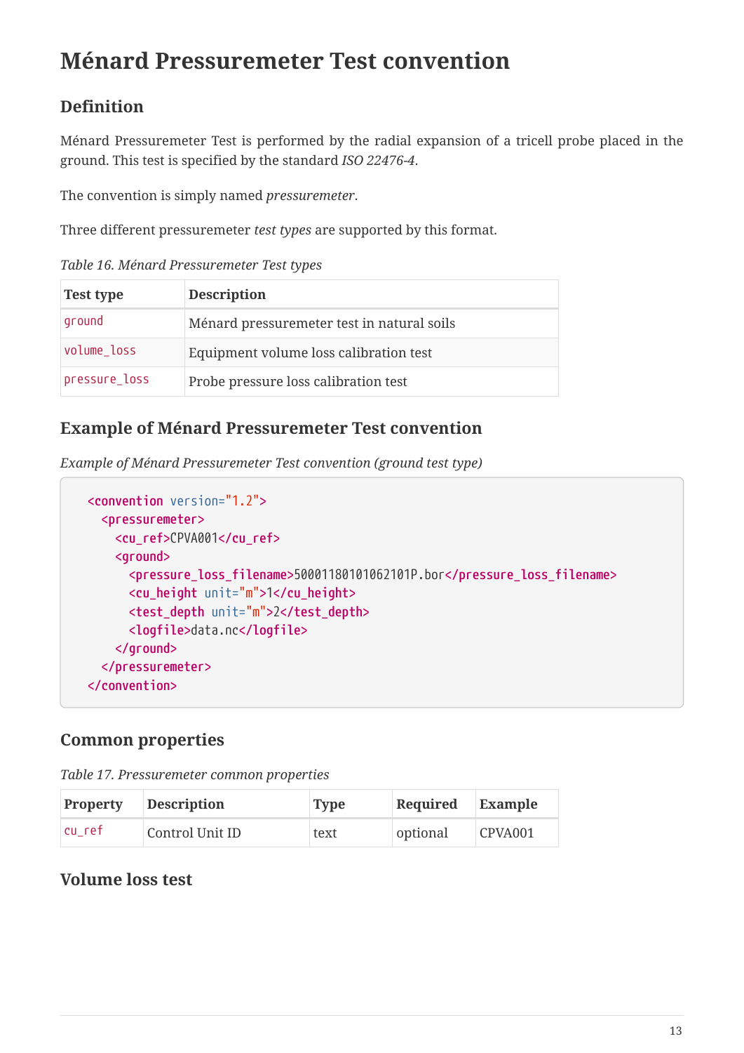# Ménard Pressuremeter Test convention

## Definition

Ménard Pressuremeter Test is performed by the radial expansion of a tricell probe placed in the ground. This test is specified by the standard *ISO 22476-4*.

The convention is simply named *pressuremeter*.

Three different pressuremeter *test types* are supported by this format.

*Table 16. Ménard Pressuremeter Test types*

| Test type | Description |
| --- | --- |
| `ground` | Ménard pressuremeter test in natural soils |
| `volume_loss` | Equipment volume loss calibration test |
| `pressure_loss` | Probe pressure loss calibration test |

## Example of Ménard Pressuremeter Test convention

*Example of Ménard Pressuremeter Test convention (ground test type)*

```
<convention version="1.2">
  <pressuremeter>
    <cu_ref>CPVA001</cu_ref>
    <ground>
      <pressure_loss_filename>50001180101062101P.bor</pressure_loss_filename>
      <cu_height unit="m">1</cu_height>
      <test_depth unit="m">2</test_depth>
      <logfile>data.nc</logfile>
    </ground>
  </pressuremeter>
</convention>
```

## Common properties

*Table 17. Pressuremeter common properties*

| Property | Description | Type | Required | Example |
| --- | --- | --- | --- | --- |
| `cu_ref` | Control Unit ID | text | optional | CPVA001 |

## Volume loss test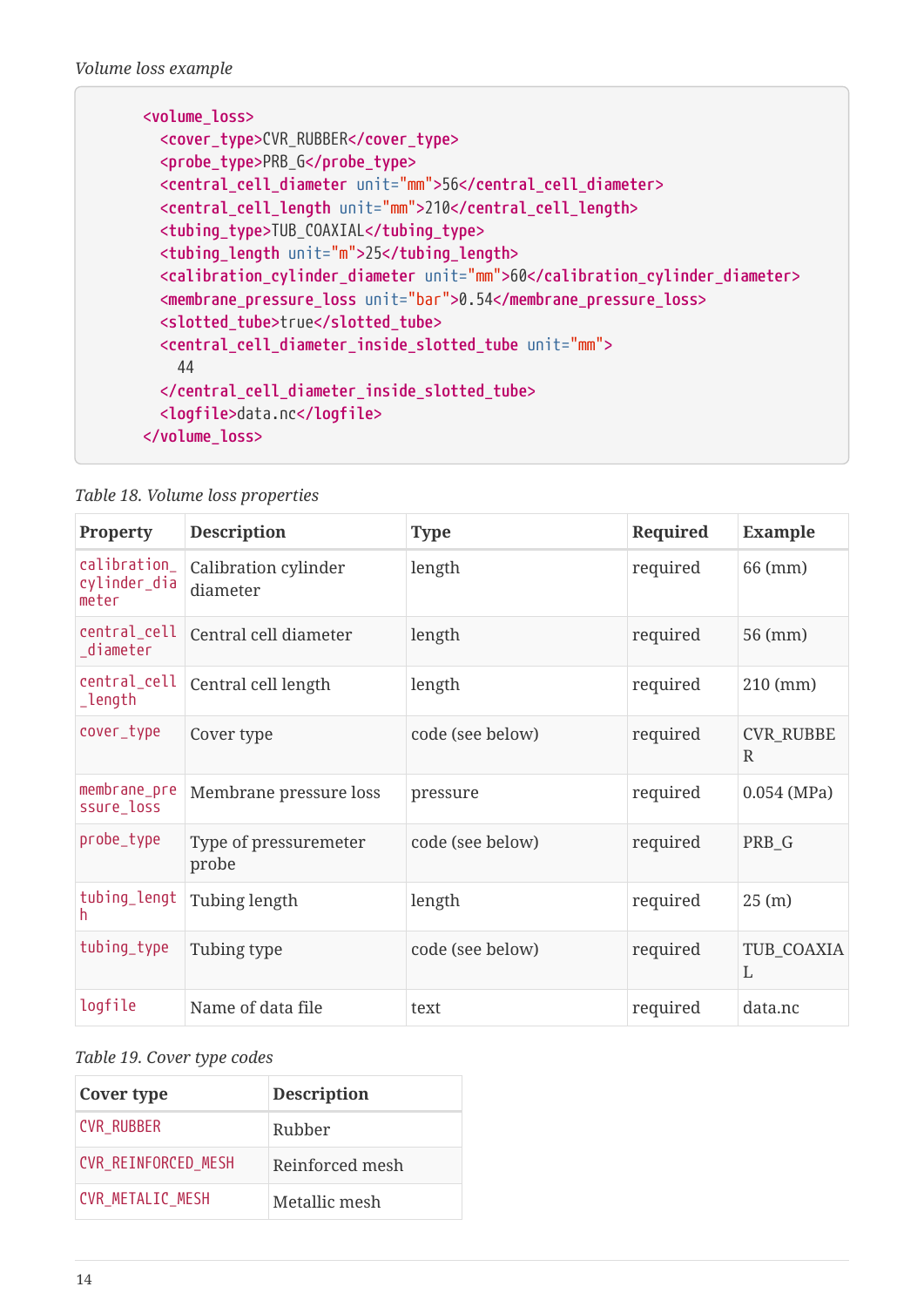*Volume loss example*

```
<volume_loss>
  <cover_type>CVR_RUBBER</cover_type>
  <probe_type>PRB_G</probe_type>
  <central_cell_diameter unit="mm">56</central_cell_diameter>
  <central_cell_length unit="mm">210</central_cell_length>
  <tubing_type>TUB_COAXIAL</tubing_type>
  <tubing_length unit="m">25</tubing_length>
  <calibration_cylinder_diameter unit="mm">60</calibration_cylinder_diameter>
  <membrane_pressure_loss unit="bar">0.54</membrane_pressure_loss>
  <slotted_tube>true</slotted_tube>
  <central_cell_diameter_inside_slotted_tube unit="mm">
    44
  </central_cell_diameter_inside_slotted_tube>
  <logfile>data.nc</logfile>
</volume_loss>
```

*Table 18. Volume loss properties*

| Property | Description | Type | Required | Example |
| --- | --- | --- | --- | --- |
| calibration_cylinder_diameter | Calibration cylinder diameter | length | required | 66 (mm) |
| central_cell_diameter | Central cell diameter | length | required | 56 (mm) |
| central_cell_length | Central cell length | length | required | 210 (mm) |
| cover_type | Cover type | code (see below) | required | CVR_RUBBER |
| membrane_pressure_loss | Membrane pressure loss | pressure | required | 0.054 (MPa) |
| probe_type | Type of pressuremeter probe | code (see below) | required | PRB_G |
| tubing_length | Tubing length | length | required | 25 (m) |
| tubing_type | Tubing type | code (see below) | required | TUB_COAXIAL |
| logfile | Name of data file | text | required | data.nc |

*Table 19. Cover type codes*

| Cover type | Description |
| --- | --- |
| CVR_RUBBER | Rubber |
| CVR_REINFORCED_MESH | Reinforced mesh |
| CVR_METALIC_MESH | Metallic mesh |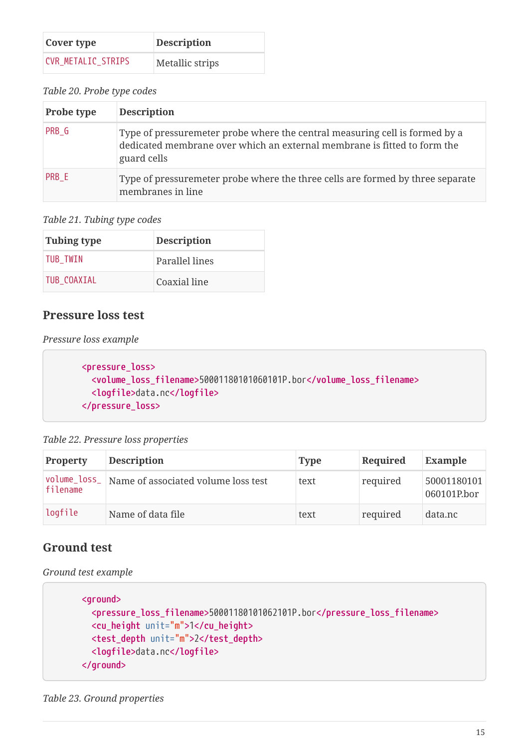| Cover type | Description |
| --- | --- |
| CVR_METALIC_STRIPS | Metallic strips |

*Table 20. Probe type codes*

| Probe type | Description |
| --- | --- |
| PRB_G | Type of pressuremeter probe where the central measuring cell is formed by a dedicated membrane over which an external membrane is fitted to form the guard cells |
| PRB_E | Type of pressuremeter probe where the three cells are formed by three separate membranes in line |

*Table 21. Tubing type codes*

| Tubing type | Description |
| --- | --- |
| TUB_TWIN | Parallel lines |
| TUB_COAXIAL | Coaxial line |

### Pressure loss test

*Pressure loss example*

```
<pressure_loss>
  <volume_loss_filename>50001180101060101P.bor</volume_loss_filename>
  <logfile>data.nc</logfile>
</pressure_loss>
```

*Table 22. Pressure loss properties*

| Property | Description | Type | Required | Example |
| --- | --- | --- | --- | --- |
| volume_loss_filename | Name of associated volume loss test | text | required | 50001180101060101P.bor |
| logfile | Name of data file | text | required | data.nc |

### Ground test

*Ground test example*

```
<ground>
  <pressure_loss_filename>50001180101062101P.bor</pressure_loss_filename>
  <cu_height unit="m">1</cu_height>
  <test_depth unit="m">2</test_depth>
  <logfile>data.nc</logfile>
</ground>
```

*Table 23. Ground properties*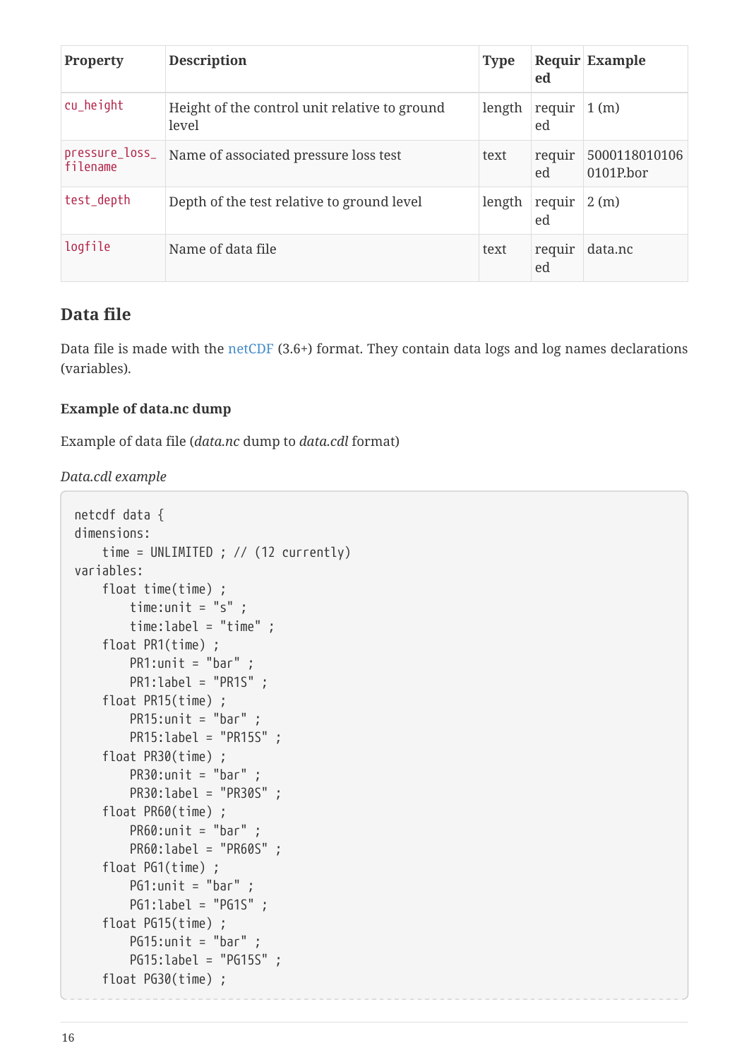| Property | Description | Type | Required | Example |
| --- | --- | --- | --- | --- |
| `cu_height` | Height of the control unit relative to ground level | length | required | 1 (m) |
| `pressure_loss_filename` | Name of associated pressure loss test | text | required | 50001180101060101P.bor |
| `test_depth` | Depth of the test relative to ground level | length | required | 2 (m) |
| `logfile` | Name of data file | text | required | data.nc |

## Data file

Data file is made with the netCDF (3.6+) format. They contain data logs and log names declarations (variables).

### Example of data.nc dump

Example of data file (*data.nc* dump to *data.cdl* format)

*Data.cdl example*

```
netcdf data {
dimensions:
    time = UNLIMITED ; // (12 currently)
variables:
    float time(time) ;
        time:unit = "s" ;
        time:label = "time" ;
    float PR1(time) ;
        PR1:unit = "bar" ;
        PR1:label = "PR1S" ;
    float PR15(time) ;
        PR15:unit = "bar" ;
        PR15:label = "PR15S" ;
    float PR30(time) ;
        PR30:unit = "bar" ;
        PR30:label = "PR30S" ;
    float PR60(time) ;
        PR60:unit = "bar" ;
        PR60:label = "PR60S" ;
    float PG1(time) ;
        PG1:unit = "bar" ;
        PG1:label = "PG1S" ;
    float PG15(time) ;
        PG15:unit = "bar" ;
        PG15:label = "PG15S" ;
    float PG30(time) ;
```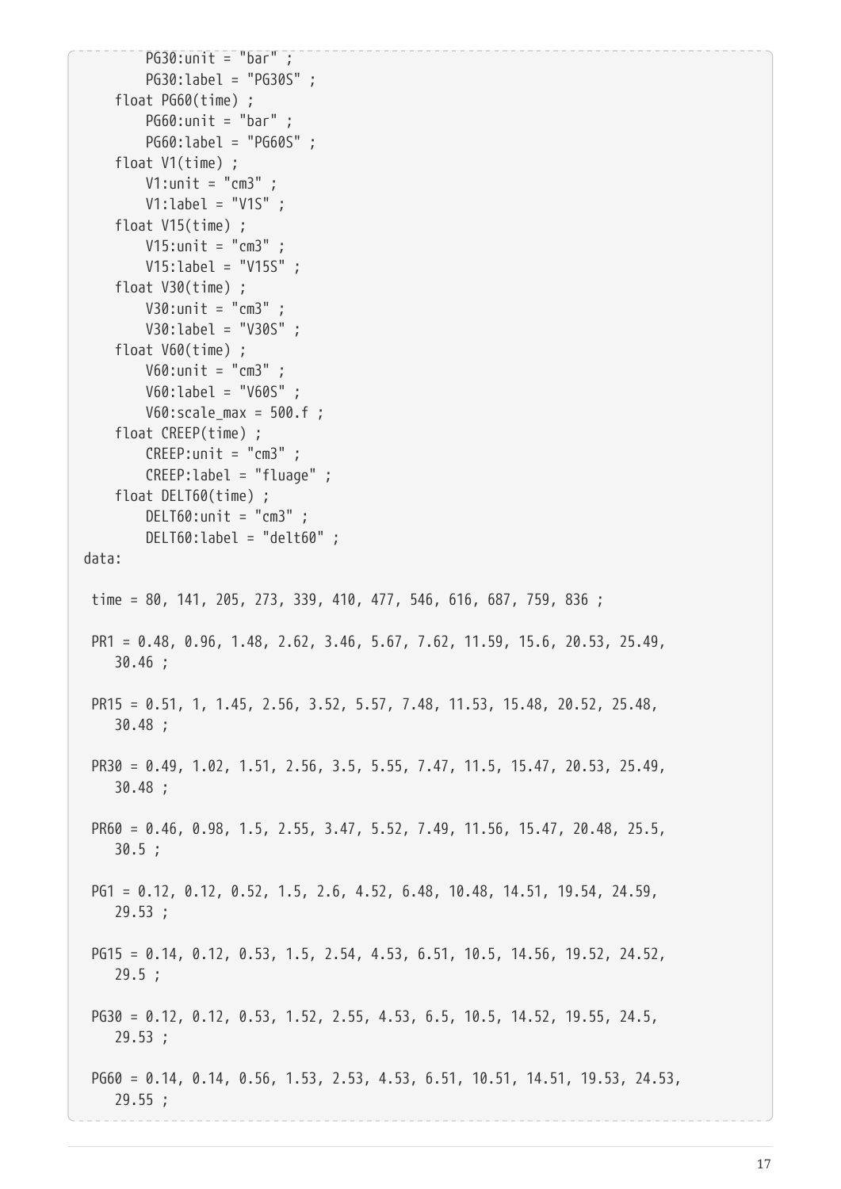```
        PG30:unit = "bar" ;
        PG30:label = "PG30S" ;
    float PG60(time) ;
        PG60:unit = "bar" ;
        PG60:label = "PG60S" ;
    float V1(time) ;
        V1:unit = "cm3" ;
        V1:label = "V1S" ;
    float V15(time) ;
        V15:unit = "cm3" ;
        V15:label = "V15S" ;
    float V30(time) ;
        V30:unit = "cm3" ;
        V30:label = "V30S" ;
    float V60(time) ;
        V60:unit = "cm3" ;
        V60:label = "V60S" ;
        V60:scale_max = 500.f ;
    float CREEP(time) ;
        CREEP:unit = "cm3" ;
        CREEP:label = "fluage" ;
    float DELT60(time) ;
        DELT60:unit = "cm3" ;
        DELT60:label = "delt60" ;
data:

 time = 80, 141, 205, 273, 339, 410, 477, 546, 616, 687, 759, 836 ;

 PR1 = 0.48, 0.96, 1.48, 2.62, 3.46, 5.67, 7.62, 11.59, 15.6, 20.53, 25.49,
    30.46 ;

 PR15 = 0.51, 1, 1.45, 2.56, 3.52, 5.57, 7.48, 11.53, 15.48, 20.52, 25.48,
    30.48 ;

 PR30 = 0.49, 1.02, 1.51, 2.56, 3.5, 5.55, 7.47, 11.5, 15.47, 20.53, 25.49,
    30.48 ;

 PR60 = 0.46, 0.98, 1.5, 2.55, 3.47, 5.52, 7.49, 11.56, 15.47, 20.48, 25.5,
    30.5 ;

 PG1 = 0.12, 0.12, 0.52, 1.5, 2.6, 4.52, 6.48, 10.48, 14.51, 19.54, 24.59,
    29.53 ;

 PG15 = 0.14, 0.12, 0.53, 1.5, 2.54, 4.53, 6.51, 10.5, 14.56, 19.52, 24.52,
    29.5 ;

 PG30 = 0.12, 0.12, 0.53, 1.52, 2.55, 4.53, 6.5, 10.5, 14.52, 19.55, 24.5,
    29.53 ;

 PG60 = 0.14, 0.14, 0.56, 1.53, 2.53, 4.53, 6.51, 10.51, 14.51, 19.53, 24.53,
    29.55 ;
```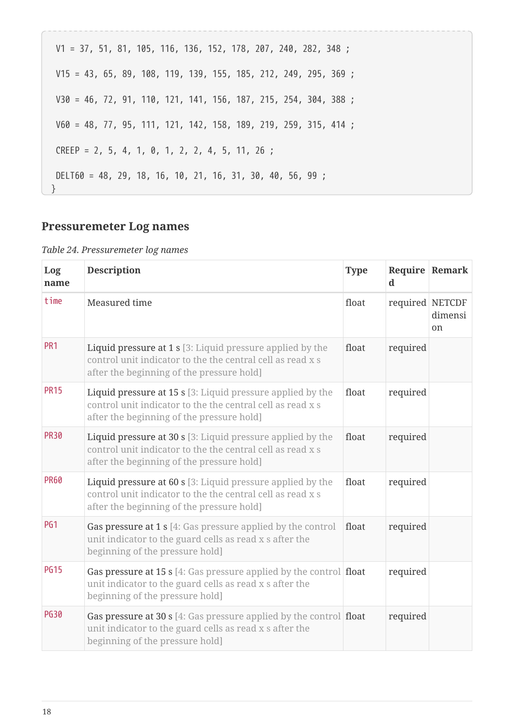```
  V1 = 37, 51, 81, 105, 116, 136, 152, 178, 207, 240, 282, 348 ;

  V15 = 43, 65, 89, 108, 119, 139, 155, 185, 212, 249, 295, 369 ;

  V30 = 46, 72, 91, 110, 121, 141, 156, 187, 215, 254, 304, 388 ;

  V60 = 48, 77, 95, 111, 121, 142, 158, 189, 219, 259, 315, 414 ;

  CREEP = 2, 5, 4, 1, 0, 1, 2, 2, 4, 5, 11, 26 ;

  DELT60 = 48, 29, 18, 16, 10, 21, 16, 31, 30, 40, 56, 99 ;
}
```

### Pressuremeter Log names

*Table 24. Pressuremeter log names*

| Log name | Description | Type | Required | Remark |
| --- | --- | --- | --- | --- |
| `time` | Measured time | float | required | NETCDF dimension |
| `PR1` | Liquid pressure at 1 s [3: Liquid pressure applied by the control unit indicator to the the central cell as read x s after the beginning of the pressure hold] | float | required | |
| `PR15` | Liquid pressure at 15 s [3: Liquid pressure applied by the control unit indicator to the the central cell as read x s after the beginning of the pressure hold] | float | required | |
| `PR30` | Liquid pressure at 30 s [3: Liquid pressure applied by the control unit indicator to the the central cell as read x s after the beginning of the pressure hold] | float | required | |
| `PR60` | Liquid pressure at 60 s [3: Liquid pressure applied by the control unit indicator to the the central cell as read x s after the beginning of the pressure hold] | float | required | |
| `PG1` | Gas pressure at 1 s [4: Gas pressure applied by the control unit indicator to the guard cells as read x s after the beginning of the pressure hold] | float | required | |
| `PG15` | Gas pressure at 15 s [4: Gas pressure applied by the control unit indicator to the guard cells as read x s after the beginning of the pressure hold] | float | required | |
| `PG30` | Gas pressure at 30 s [4: Gas pressure applied by the control unit indicator to the guard cells as read x s after the beginning of the pressure hold] | float | required | |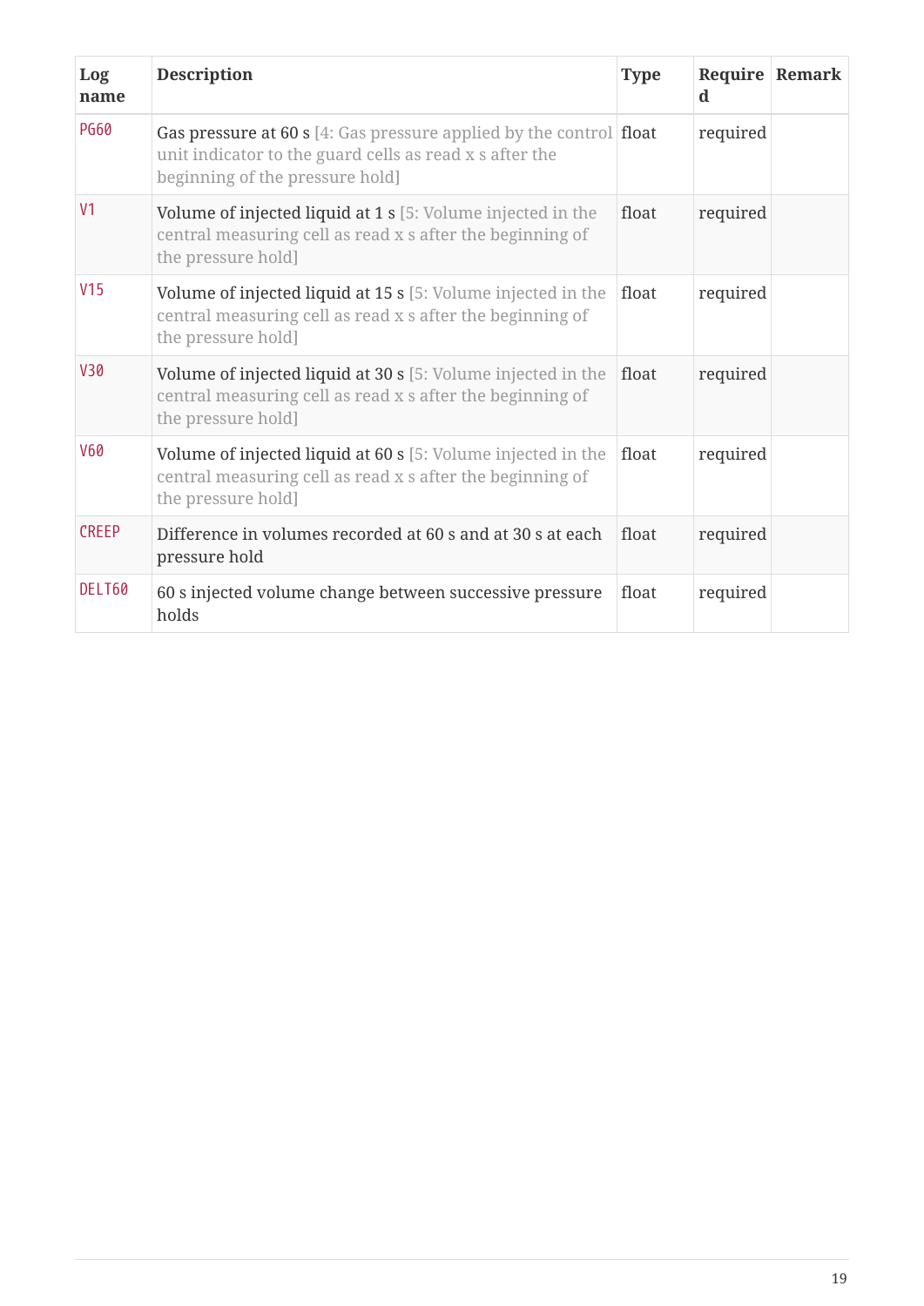| Log name | Description | Type | Required | Remark |
|---|---|---|---|---|
| PG60 | Gas pressure at 60 s [4: Gas pressure applied by the control unit indicator to the guard cells as read x s after the beginning of the pressure hold] | float | required | |
| V1 | Volume of injected liquid at 1 s [5: Volume injected in the central measuring cell as read x s after the beginning of the pressure hold] | float | required | |
| V15 | Volume of injected liquid at 15 s [5: Volume injected in the central measuring cell as read x s after the beginning of the pressure hold] | float | required | |
| V30 | Volume of injected liquid at 30 s [5: Volume injected in the central measuring cell as read x s after the beginning of the pressure hold] | float | required | |
| V60 | Volume of injected liquid at 60 s [5: Volume injected in the central measuring cell as read x s after the beginning of the pressure hold] | float | required | |
| CREEP | Difference in volumes recorded at 60 s and at 30 s at each pressure hold | float | required | |
| DELT60 | 60 s injected volume change between successive pressure holds | float | required | |